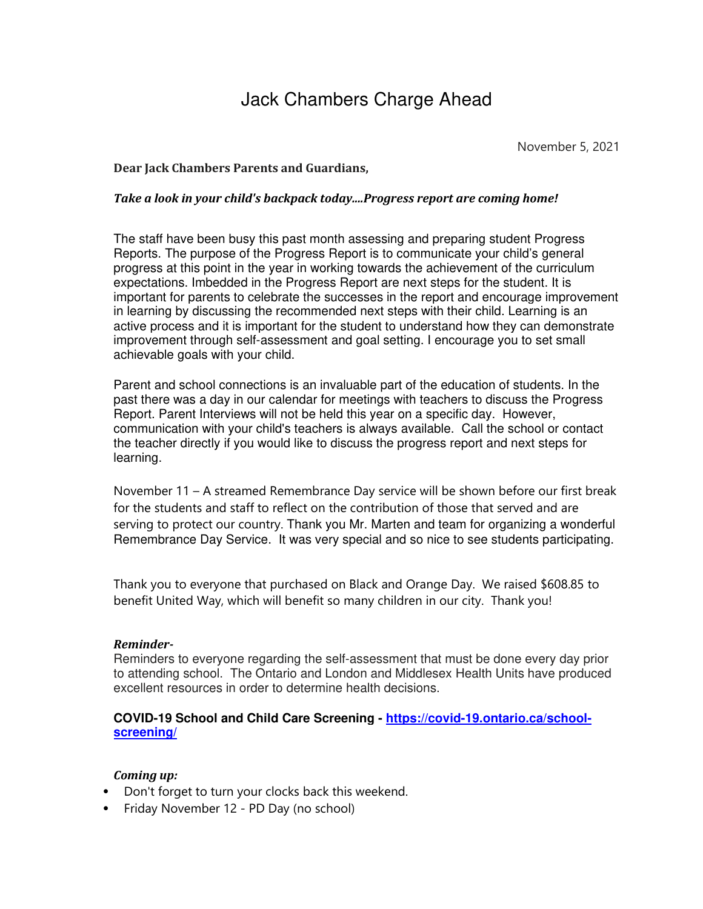# Jack Chambers Charge Ahead

November 5, 2021

**Dear Jack Chambers Parents and Guardians,**

***Take a look in your child's backpack today....Progress report are coming home!***

The staff have been busy this past month assessing and preparing student Progress Reports. The purpose of the Progress Report is to communicate your child's general progress at this point in the year in working towards the achievement of the curriculum expectations. Imbedded in the Progress Report are next steps for the student. It is important for parents to celebrate the successes in the report and encourage improvement in learning by discussing the recommended next steps with their child. Learning is an active process and it is important for the student to understand how they can demonstrate improvement through self-assessment and goal setting. I encourage you to set small achievable goals with your child.

Parent and school connections is an invaluable part of the education of students. In the past there was a day in our calendar for meetings with teachers to discuss the Progress Report. Parent Interviews will not be held this year on a specific day. However, communication with your child's teachers is always available. Call the school or contact the teacher directly if you would like to discuss the progress report and next steps for learning.

November 11 – A streamed Remembrance Day service will be shown before our first break for the students and staff to reflect on the contribution of those that served and are serving to protect our country. Thank you Mr. Marten and team for organizing a wonderful Remembrance Day Service. It was very special and so nice to see students participating.

Thank you to everyone that purchased on Black and Orange Day. We raised $608.85 to benefit United Way, which will benefit so many children in our city. Thank you!

***Reminder-***

Reminders to everyone regarding the self-assessment that must be done every day prior to attending school. The Ontario and London and Middlesex Health Units have produced excellent resources in order to determine health decisions.

**COVID-19 School and Child Care Screening - [https://covid-19.ontario.ca/school-screening/](https://covid-19.ontario.ca/school-screening/)**

***Coming up:***

- Don't forget to turn your clocks back this weekend.
- Friday November 12 - PD Day (no school)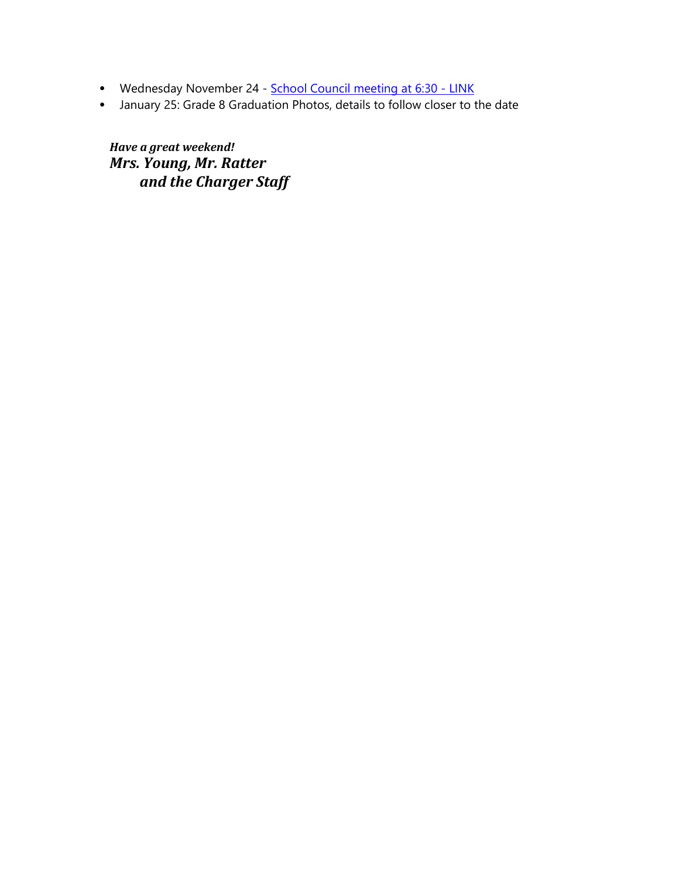- Wednesday November 24 - School Council meeting at 6:30 - LINK
- January 25: Grade 8 Graduation Photos, details to follow closer to the date

***Have a great weekend!***
***Mrs. Young, Mr. Ratter***
***and the Charger Staff***